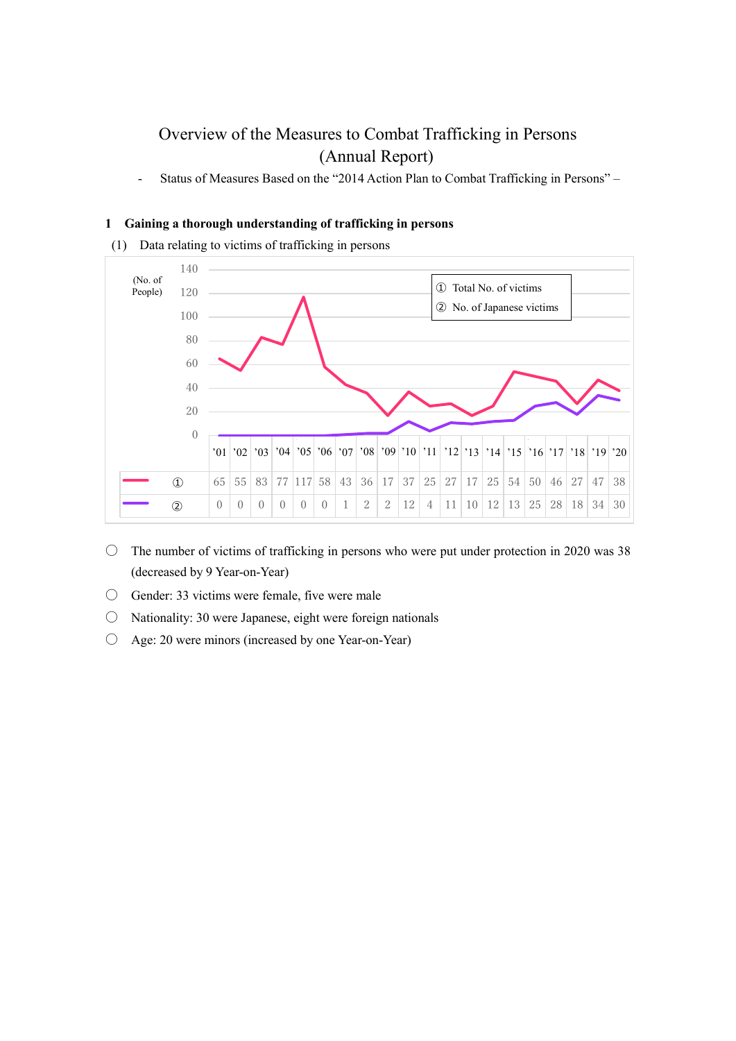# Overview of the Measures to Combat Trafficking in Persons (Annual Report)

- Status of Measures Based on the "2014 Action Plan to Combat Trafficking in Persons" –

## 1 Gaining a thorough understanding of trafficking in persons

(1) Data relating to victims of trafficking in persons

(No. of People)

① Total No. of victims
② No. of Japanese victims

| | '01 | '02 | '03 | '04 | '05 | '06 | '07 | '08 | '09 | '10 | '11 | '12 | '13 | '14 | '15 | '16 | '17 | '18 | '19 | '20 |
|---|---|---|---|---|---|---|---|---|---|---|---|---|---|---|---|---|---|---|---|---|
| ① | 65 | 55 | 83 | 77 | 117 | 58 | 43 | 36 | 17 | 37 | 25 | 27 | 17 | 25 | 54 | 50 | 46 | 27 | 47 | 38 |
| ② | 0 | 0 | 0 | 0 | 0 | 0 | 1 | 2 | 2 | 12 | 4 | 11 | 10 | 12 | 13 | 25 | 28 | 18 | 34 | 30 |

- ○ The number of victims of trafficking in persons who were put under protection in 2020 was 38 (decreased by 9 Year-on-Year)
- ○ Gender: 33 victims were female, five were male
- ○ Nationality: 30 were Japanese, eight were foreign nationals
- ○ Age: 20 were minors (increased by one Year-on-Year)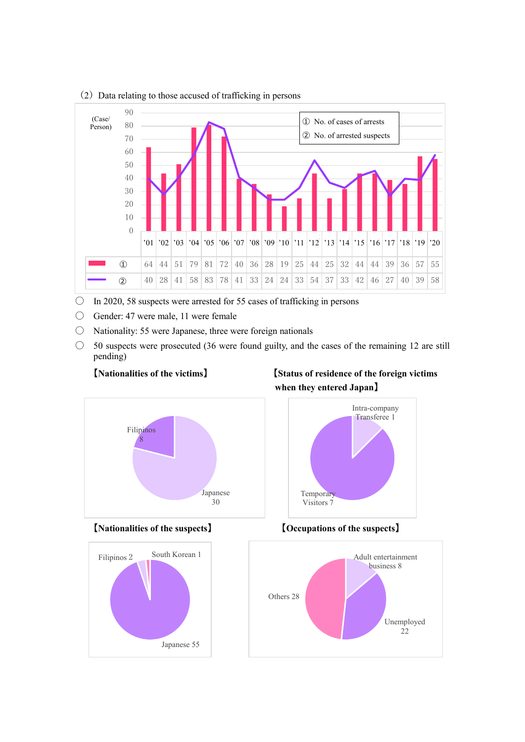（2）Data relating to those accused of trafficking in persons

| (Case/Person) | '01 | '02 | '03 | '04 | '05 | '06 | '07 | '08 | '09 | '10 | '11 | '12 | '13 | '14 | '15 | '16 | '17 | '18 | '19 | '20 |
|---|---|---|---|---|---|---|---|---|---|---|---|---|---|---|---|---|---|---|---|---|
| ① No. of cases of arrests | 64 | 44 | 51 | 79 | 81 | 72 | 40 | 36 | 28 | 19 | 25 | 44 | 25 | 32 | 44 | 44 | 39 | 36 | 57 | 55 |
| ② No. of arrested suspects | 40 | 28 | 41 | 58 | 83 | 78 | 41 | 33 | 24 | 24 | 33 | 54 | 37 | 33 | 42 | 46 | 27 | 40 | 39 | 58 |

- In 2020, 58 suspects were arrested for 55 cases of trafficking in persons
- Gender: 47 were male, 11 were female
- Nationality: 55 were Japanese, three were foreign nationals
- 50 suspects were prosecuted (36 were found guilty, and the cases of the remaining 12 are still pending)

**【Nationalities of the victims】**

Filipinos 8
Japanese 30

**【Status of residence of the foreign victims when they entered Japan】**

Intra-company Transferee 1
Temporary Visitors 7

**【Nationalities of the suspects】**

Filipinos 2
South Korean 1
Japanese 55

**【Occupations of the suspects】**

Adult entertainment business 8
Unemployed 22
Others 28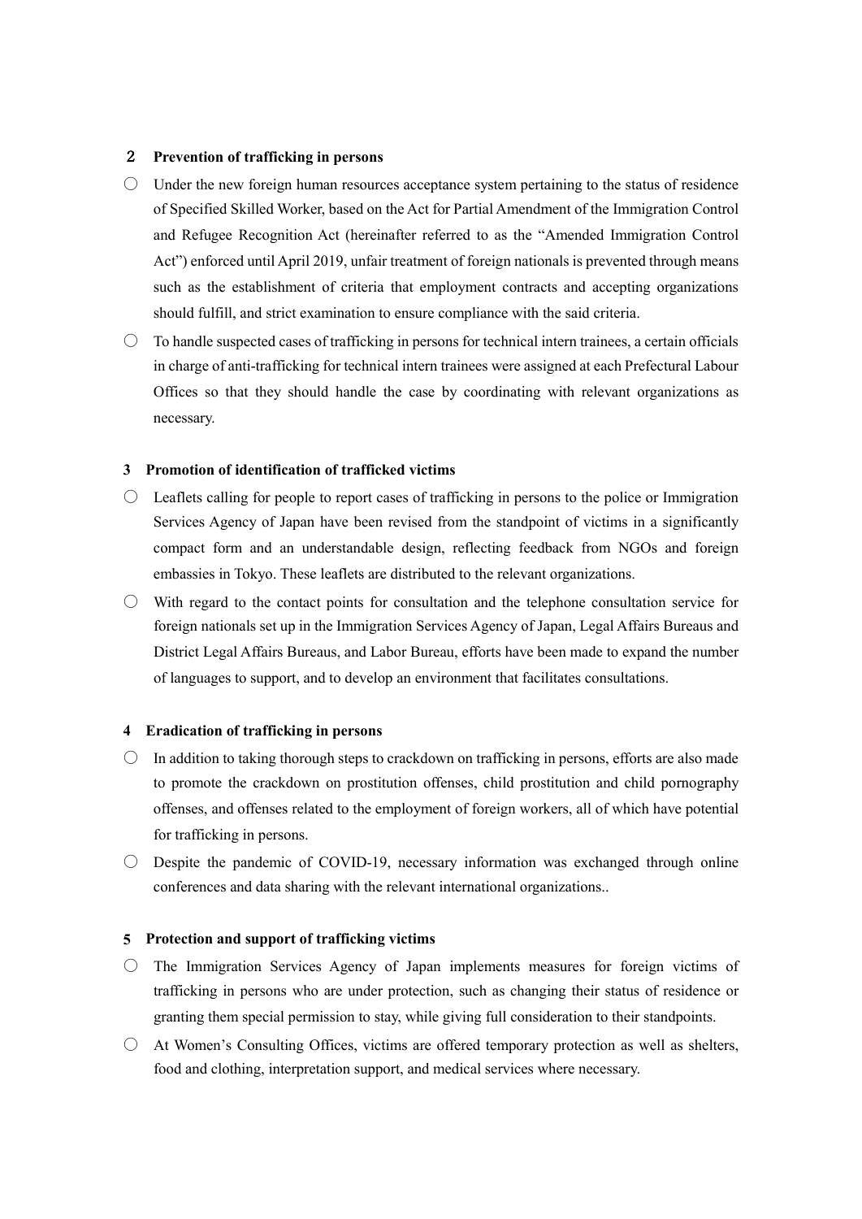## ２ Prevention of trafficking in persons

- ○ Under the new foreign human resources acceptance system pertaining to the status of residence of Specified Skilled Worker, based on the Act for Partial Amendment of the Immigration Control and Refugee Recognition Act (hereinafter referred to as the "Amended Immigration Control Act") enforced until April 2019, unfair treatment of foreign nationals is prevented through means such as the establishment of criteria that employment contracts and accepting organizations should fulfill, and strict examination to ensure compliance with the said criteria.
- ○ To handle suspected cases of trafficking in persons for technical intern trainees, a certain officials in charge of anti-trafficking for technical intern trainees were assigned at each Prefectural Labour Offices so that they should handle the case by coordinating with relevant organizations as necessary.

## 3 Promotion of identification of trafficked victims

- ○ Leaflets calling for people to report cases of trafficking in persons to the police or Immigration Services Agency of Japan have been revised from the standpoint of victims in a significantly compact form and an understandable design, reflecting feedback from NGOs and foreign embassies in Tokyo. These leaflets are distributed to the relevant organizations.
- ○ With regard to the contact points for consultation and the telephone consultation service for foreign nationals set up in the Immigration Services Agency of Japan, Legal Affairs Bureaus and District Legal Affairs Bureaus, and Labor Bureau, efforts have been made to expand the number of languages to support, and to develop an environment that facilitates consultations.

## 4 Eradication of trafficking in persons

- ○ In addition to taking thorough steps to crackdown on trafficking in persons, efforts are also made to promote the crackdown on prostitution offenses, child prostitution and child pornography offenses, and offenses related to the employment of foreign workers, all of which have potential for trafficking in persons.
- ○ Despite the pandemic of COVID-19, necessary information was exchanged through online conferences and data sharing with the relevant international organizations..

## 5 Protection and support of trafficking victims

- ○ The Immigration Services Agency of Japan implements measures for foreign victims of trafficking in persons who are under protection, such as changing their status of residence or granting them special permission to stay, while giving full consideration to their standpoints.
- ○ At Women's Consulting Offices, victims are offered temporary protection as well as shelters, food and clothing, interpretation support, and medical services where necessary.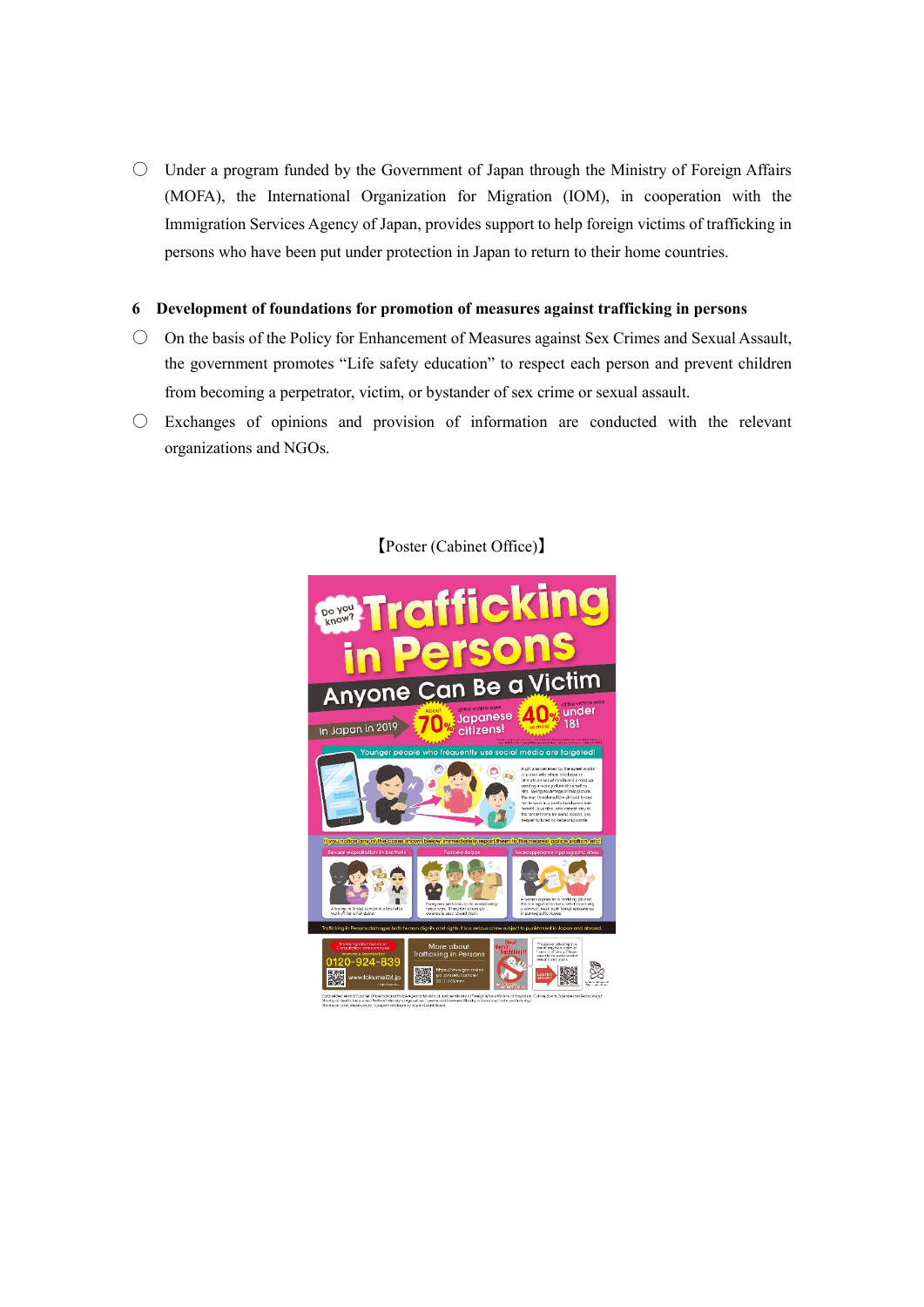○ Under a program funded by the Government of Japan through the Ministry of Foreign Affairs (MOFA), the International Organization for Migration (IOM), in cooperation with the Immigration Services Agency of Japan, provides support to help foreign victims of trafficking in persons who have been put under protection in Japan to return to their home countries.

## 6 Development of foundations for promotion of measures against trafficking in persons

○ On the basis of the Policy for Enhancement of Measures against Sex Crimes and Sexual Assault, the government promotes “Life safety education” to respect each person and prevent children from becoming a perpetrator, victim, or bystander of sex crime or sexual assault.

○ Exchanges of opinions and provision of information are conducted with the relevant organizations and NGOs.

【Poster (Cabinet Office)】